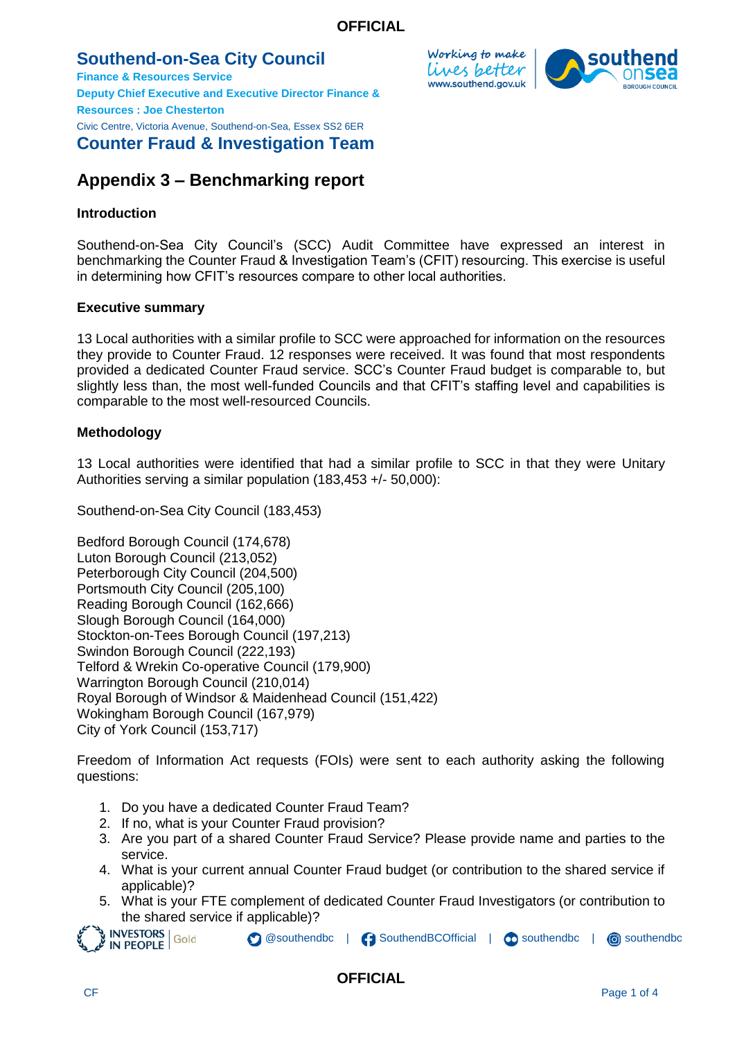# Southend-on-Sea City Council

**Finance & Resources Service**

**Deputy Chief Executive and Executive Director Finance & Resources : Joe Chesterton**

Civic Centre, Victoria Avenue, Southend-on-Sea, Essex SS2 6ER

## Counter Fraud & Investigation Team

## Appendix 3 – Benchmarking report

### Introduction

Southend-on-Sea City Council's (SCC) Audit Committee have expressed an interest in benchmarking the Counter Fraud & Investigation Team's (CFIT) resourcing. This exercise is useful in determining how CFIT's resources compare to other local authorities.

### Executive summary

13 Local authorities with a similar profile to SCC were approached for information on the resources they provide to Counter Fraud. 12 responses were received. It was found that most respondents provided a dedicated Counter Fraud service. SCC's Counter Fraud budget is comparable to, but slightly less than, the most well-funded Councils and that CFIT's staffing level and capabilities is comparable to the most well-resourced Councils.

### Methodology

13 Local authorities were identified that had a similar profile to SCC in that they were Unitary Authorities serving a similar population (183,453 +/- 50,000):

Southend-on-Sea City Council (183,453)

Bedford Borough Council (174,678)
Luton Borough Council (213,052)
Peterborough City Council (204,500)
Portsmouth City Council (205,100)
Reading Borough Council (162,666)
Slough Borough Council (164,000)
Stockton-on-Tees Borough Council (197,213)
Swindon Borough Council (222,193)
Telford & Wrekin Co-operative Council (179,900)
Warrington Borough Council (210,014)
Royal Borough of Windsor & Maidenhead Council (151,422)
Wokingham Borough Council (167,979)
City of York Council (153,717)

Freedom of Information Act requests (FOIs) were sent to each authority asking the following questions:

1. Do you have a dedicated Counter Fraud Team?
2. If no, what is your Counter Fraud provision?
3. Are you part of a shared Counter Fraud Service? Please provide name and parties to the service.
4. What is your current annual Counter Fraud budget (or contribution to the shared service if applicable)?
5. What is your FTE complement of dedicated Counter Fraud Investigators (or contribution to the shared service if applicable)?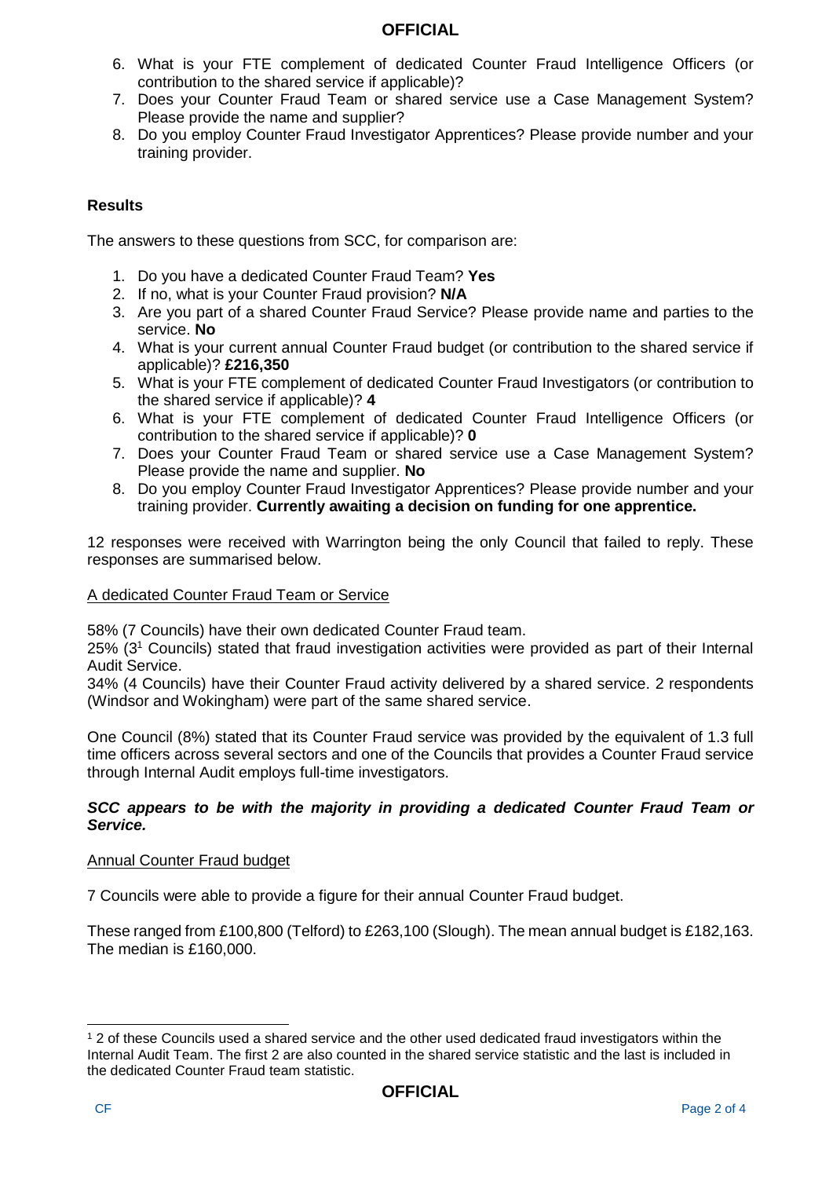6. What is your FTE complement of dedicated Counter Fraud Intelligence Officers (or contribution to the shared service if applicable)?
7. Does your Counter Fraud Team or shared service use a Case Management System? Please provide the name and supplier?
8. Do you employ Counter Fraud Investigator Apprentices? Please provide number and your training provider.

**Results**

The answers to these questions from SCC, for comparison are:

1. Do you have a dedicated Counter Fraud Team? **Yes**
2. If no, what is your Counter Fraud provision? **N/A**
3. Are you part of a shared Counter Fraud Service? Please provide name and parties to the service. **No**
4. What is your current annual Counter Fraud budget (or contribution to the shared service if applicable)? **£216,350**
5. What is your FTE complement of dedicated Counter Fraud Investigators (or contribution to the shared service if applicable)? **4**
6. What is your FTE complement of dedicated Counter Fraud Intelligence Officers (or contribution to the shared service if applicable)? **0**
7. Does your Counter Fraud Team or shared service use a Case Management System? Please provide the name and supplier. **No**
8. Do you employ Counter Fraud Investigator Apprentices? Please provide number and your training provider. **Currently awaiting a decision on funding for one apprentice.**

12 responses were received with Warrington being the only Council that failed to reply. These responses are summarised below.

<u>A dedicated Counter Fraud Team or Service</u>

58% (7 Councils) have their own dedicated Counter Fraud team.

25% (3[1] Councils) stated that fraud investigation activities were provided as part of their Internal Audit Service.

34% (4 Councils) have their Counter Fraud activity delivered by a shared service. 2 respondents (Windsor and Wokingham) were part of the same shared service.

One Council (8%) stated that its Counter Fraud service was provided by the equivalent of 1.3 full time officers across several sectors and one of the Councils that provides a Counter Fraud service through Internal Audit employs full-time investigators.

***SCC appears to be with the majority in providing a dedicated Counter Fraud Team or Service.***

<u>Annual Counter Fraud budget</u>

7 Councils were able to provide a figure for their annual Counter Fraud budget.

These ranged from £100,800 (Telford) to £263,100 (Slough). The mean annual budget is £182,163. The median is £160,000.

[1] 2 of these Councils used a shared service and the other used dedicated fraud investigators within the Internal Audit Team. The first 2 are also counted in the shared service statistic and the last is included in the dedicated Counter Fraud team statistic.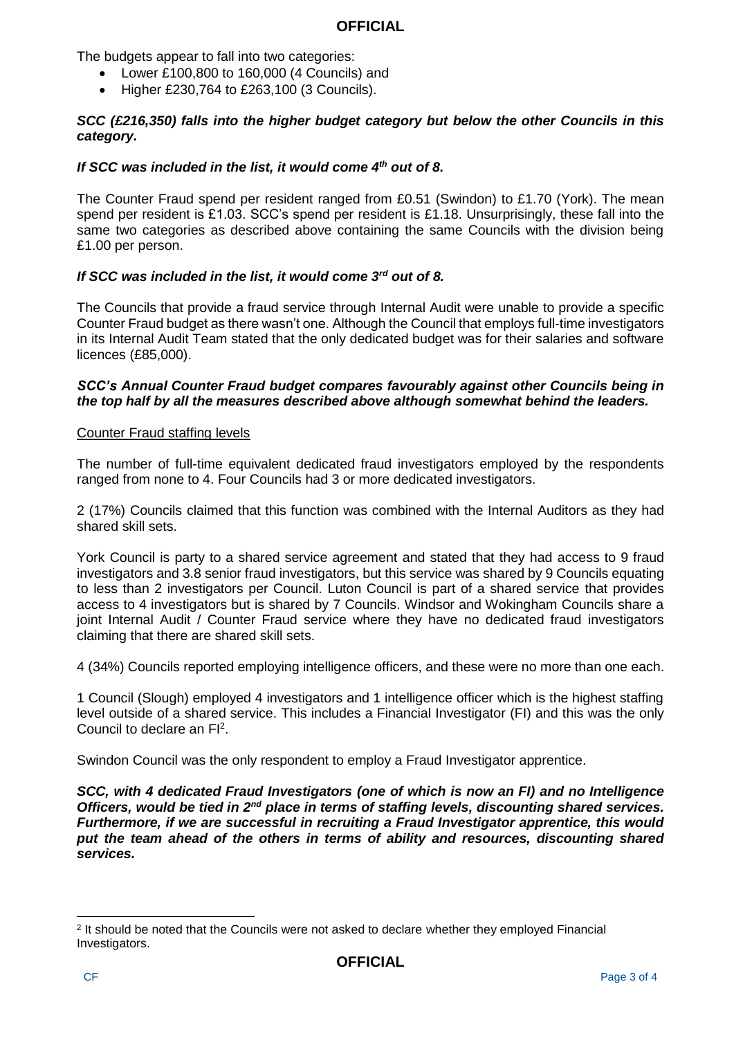The budgets appear to fall into two categories:

- Lower £100,800 to 160,000 (4 Councils) and
- Higher £230,764 to £263,100 (3 Councils).

***SCC (£216,350) falls into the higher budget category but below the other Councils in this category.***

***If SCC was included in the list, it would come 4th out of 8.***

The Counter Fraud spend per resident ranged from £0.51 (Swindon) to £1.70 (York). The mean spend per resident is £1.03. SCC's spend per resident is £1.18. Unsurprisingly, these fall into the same two categories as described above containing the same Councils with the division being £1.00 per person.

***If SCC was included in the list, it would come 3rd out of 8.***

The Councils that provide a fraud service through Internal Audit were unable to provide a specific Counter Fraud budget as there wasn't one. Although the Council that employs full-time investigators in its Internal Audit Team stated that the only dedicated budget was for their salaries and software licences (£85,000).

***SCC's Annual Counter Fraud budget compares favourably against other Councils being in the top half by all the measures described above although somewhat behind the leaders.***

Counter Fraud staffing levels

The number of full-time equivalent dedicated fraud investigators employed by the respondents ranged from none to 4. Four Councils had 3 or more dedicated investigators.

2 (17%) Councils claimed that this function was combined with the Internal Auditors as they had shared skill sets.

York Council is party to a shared service agreement and stated that they had access to 9 fraud investigators and 3.8 senior fraud investigators, but this service was shared by 9 Councils equating to less than 2 investigators per Council. Luton Council is part of a shared service that provides access to 4 investigators but is shared by 7 Councils. Windsor and Wokingham Councils share a joint Internal Audit / Counter Fraud service where they have no dedicated fraud investigators claiming that there are shared skill sets.

4 (34%) Councils reported employing intelligence officers, and these were no more than one each.

1 Council (Slough) employed 4 investigators and 1 intelligence officer which is the highest staffing level outside of a shared service. This includes a Financial Investigator (FI) and this was the only Council to declare an FI[2].

Swindon Council was the only respondent to employ a Fraud Investigator apprentice.

***SCC, with 4 dedicated Fraud Investigators (one of which is now an FI) and no Intelligence Officers, would be tied in 2nd place in terms of staffing levels, discounting shared services. Furthermore, if we are successful in recruiting a Fraud Investigator apprentice, this would put the team ahead of the others in terms of ability and resources, discounting shared services.***

[2] It should be noted that the Councils were not asked to declare whether they employed Financial Investigators.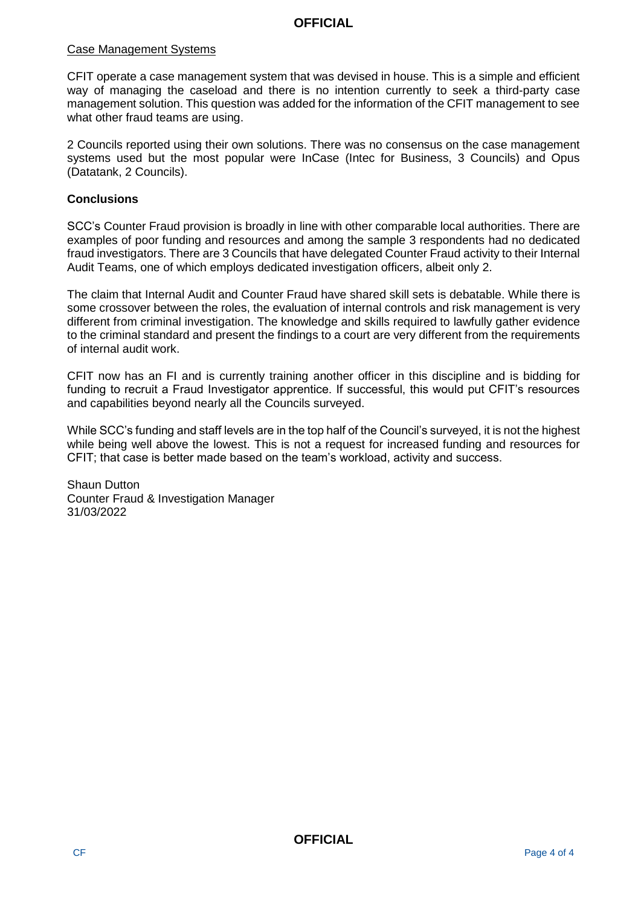Case Management Systems

CFIT operate a case management system that was devised in house. This is a simple and efficient way of managing the caseload and there is no intention currently to seek a third-party case management solution. This question was added for the information of the CFIT management to see what other fraud teams are using.

2 Councils reported using their own solutions. There was no consensus on the case management systems used but the most popular were InCase (Intec for Business, 3 Councils) and Opus (Datatank, 2 Councils).

**Conclusions**

SCC's Counter Fraud provision is broadly in line with other comparable local authorities. There are examples of poor funding and resources and among the sample 3 respondents had no dedicated fraud investigators. There are 3 Councils that have delegated Counter Fraud activity to their Internal Audit Teams, one of which employs dedicated investigation officers, albeit only 2.

The claim that Internal Audit and Counter Fraud have shared skill sets is debatable. While there is some crossover between the roles, the evaluation of internal controls and risk management is very different from criminal investigation. The knowledge and skills required to lawfully gather evidence to the criminal standard and present the findings to a court are very different from the requirements of internal audit work.

CFIT now has an FI and is currently training another officer in this discipline and is bidding for funding to recruit a Fraud Investigator apprentice. If successful, this would put CFIT's resources and capabilities beyond nearly all the Councils surveyed.

While SCC's funding and staff levels are in the top half of the Council's surveyed, it is not the highest while being well above the lowest. This is not a request for increased funding and resources for CFIT; that case is better made based on the team's workload, activity and success.

Shaun Dutton
Counter Fraud & Investigation Manager
31/03/2022